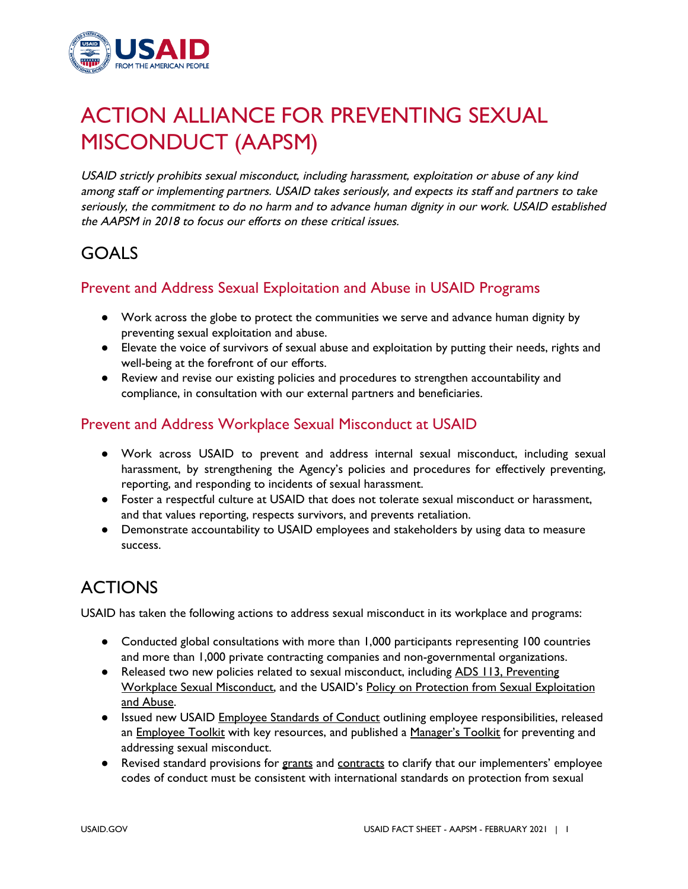# ACTION ALLIANCE FOR PREVENTING SEXUAL MISCONDUCT (AAPSM)

*USAID strictly prohibits sexual misconduct, including harassment, exploitation or abuse of any kind among staff or implementing partners. USAID takes seriously, and expects its staff and partners to take seriously, the commitment to do no harm and to advance human dignity in our work. USAID established the AAPSM in 2018 to focus our efforts on these critical issues.*

## GOALS

### Prevent and Address Sexual Exploitation and Abuse in USAID Programs

- Work across the globe to protect the communities we serve and advance human dignity by preventing sexual exploitation and abuse.
- Elevate the voice of survivors of sexual abuse and exploitation by putting their needs, rights and well-being at the forefront of our efforts.
- Review and revise our existing policies and procedures to strengthen accountability and compliance, in consultation with our external partners and beneficiaries.

### Prevent and Address Workplace Sexual Misconduct at USAID

- Work across USAID to prevent and address internal sexual misconduct, including sexual harassment, by strengthening the Agency's policies and procedures for effectively preventing, reporting, and responding to incidents of sexual harassment.
- Foster a respectful culture at USAID that does not tolerate sexual misconduct or harassment, and that values reporting, respects survivors, and prevents retaliation.
- Demonstrate accountability to USAID employees and stakeholders by using data to measure success.

## ACTIONS

USAID has taken the following actions to address sexual misconduct in its workplace and programs:

- Conducted global consultations with more than 1,000 participants representing 100 countries and more than 1,000 private contracting companies and non-governmental organizations.
- Released two new policies related to sexual misconduct, including ADS 113, Preventing Workplace Sexual Misconduct, and the USAID's Policy on Protection from Sexual Exploitation and Abuse.
- Issued new USAID Employee Standards of Conduct outlining employee responsibilities, released an Employee Toolkit with key resources, and published a Manager's Toolkit for preventing and addressing sexual misconduct.
- Revised standard provisions for grants and contracts to clarify that our implementers' employee codes of conduct must be consistent with international standards on protection from sexual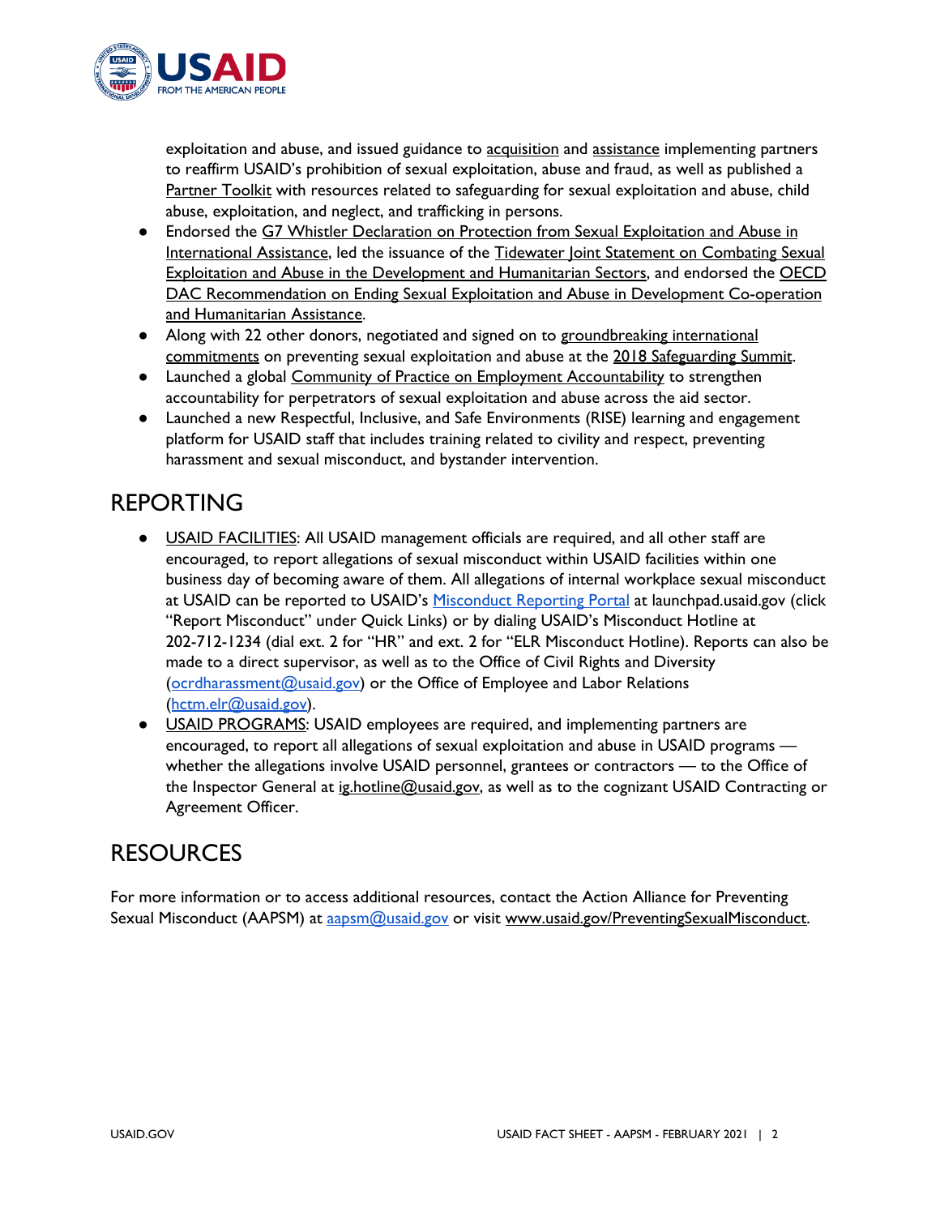exploitation and abuse, and issued guidance to acquisition and assistance implementing partners to reaffirm USAID's prohibition of sexual exploitation, abuse and fraud, as well as published a Partner Toolkit with resources related to safeguarding for sexual exploitation and abuse, child abuse, exploitation, and neglect, and trafficking in persons.

- Endorsed the G7 Whistler Declaration on Protection from Sexual Exploitation and Abuse in International Assistance, led the issuance of the Tidewater Joint Statement on Combating Sexual Exploitation and Abuse in the Development and Humanitarian Sectors, and endorsed the OECD DAC Recommendation on Ending Sexual Exploitation and Abuse in Development Co-operation and Humanitarian Assistance.
- Along with 22 other donors, negotiated and signed on to groundbreaking international commitments on preventing sexual exploitation and abuse at the 2018 Safeguarding Summit.
- Launched a global Community of Practice on Employment Accountability to strengthen accountability for perpetrators of sexual exploitation and abuse across the aid sector.
- Launched a new Respectful, Inclusive, and Safe Environments (RISE) learning and engagement platform for USAID staff that includes training related to civility and respect, preventing harassment and sexual misconduct, and bystander intervention.

## REPORTING

- USAID FACILITIES: All USAID management officials are required, and all other staff are encouraged, to report allegations of sexual misconduct within USAID facilities within one business day of becoming aware of them. All allegations of internal workplace sexual misconduct at USAID can be reported to USAID's Misconduct Reporting Portal at launchpad.usaid.gov (click "Report Misconduct" under Quick Links) or by dialing USAID's Misconduct Hotline at 202-712-1234 (dial ext. 2 for "HR" and ext. 2 for "ELR Misconduct Hotline). Reports can also be made to a direct supervisor, as well as to the Office of Civil Rights and Diversity (ocrdharassment@usaid.gov) or the Office of Employee and Labor Relations (hctm.elr@usaid.gov).
- USAID PROGRAMS: USAID employees are required, and implementing partners are encouraged, to report all allegations of sexual exploitation and abuse in USAID programs — whether the allegations involve USAID personnel, grantees or contractors — to the Office of the Inspector General at ig.hotline@usaid.gov, as well as to the cognizant USAID Contracting or Agreement Officer.

## RESOURCES

For more information or to access additional resources, contact the Action Alliance for Preventing Sexual Misconduct (AAPSM) at aapsm@usaid.gov or visit www.usaid.gov/PreventingSexualMisconduct.